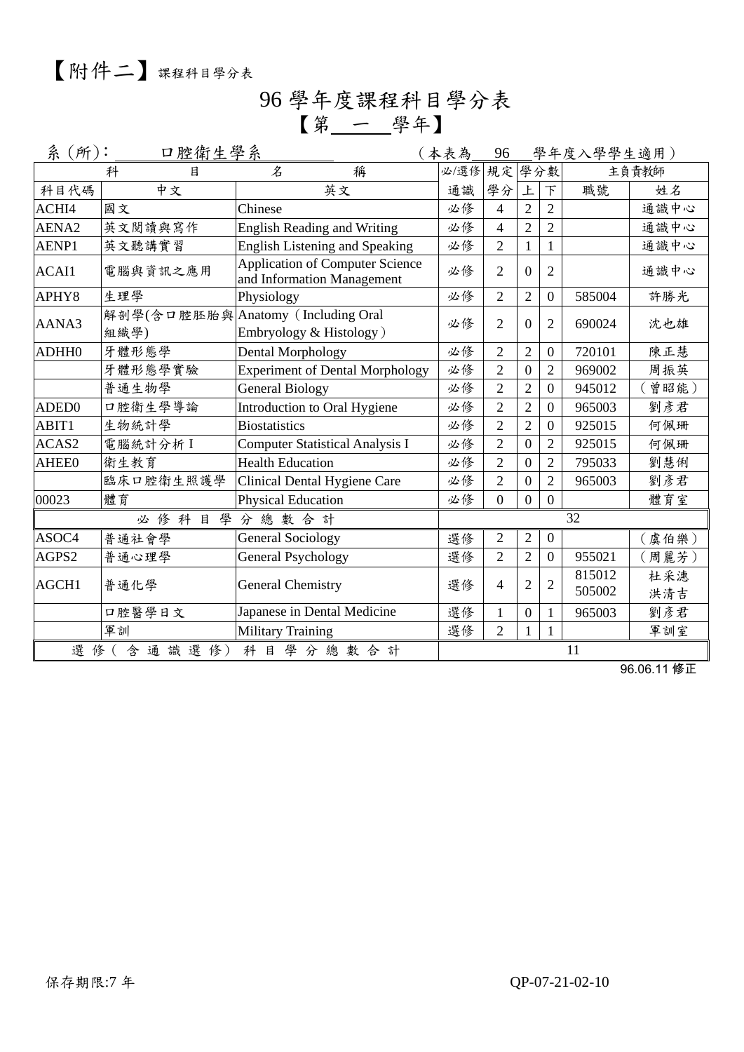【附件二】課程科目學分表

# 96 學年度課程科目學分表

## 【第 一 學年】

系 (所): 口腔衛生學系 （本表為 96 學年度入學學生適用）

| 科目代碼 | 中文 | 英文 | 必/選修 通識 | 規定學分 | 學分數 上 | 學分數 下 | 主負責教師 職號 | 主負責教師 姓名 |
|---|---|---|---|---|---|---|---|---|
| ACHI4 | 國文 | Chinese | 必修 | 4 | 2 | 2 | | 通識中心 |
| AENA2 | 英文閱讀與寫作 | English Reading and Writing | 必修 | 4 | 2 | 2 | | 通識中心 |
| AENP1 | 英文聽講實習 | English Listening and Speaking | 必修 | 2 | 1 | 1 | | 通識中心 |
| ACAI1 | 電腦與資訊之應用 | Application of Computer Science and Information Management | 必修 | 2 | 0 | 2 | | 通識中心 |
| APHY8 | 生理學 | Physiology | 必修 | 2 | 2 | 0 | 585004 | 許勝光 |
| AANA3 | 解剖學(含口腔胚胎與組織學) | Anatomy（Including Oral Embryology & Histology） | 必修 | 2 | 0 | 2 | 690024 | 沈也雄 |
| ADHH0 | 牙體形態學 | Dental Morphology | 必修 | 2 | 2 | 0 | 720101 | 陳正慧 |
| | 牙體形態學實驗 | Experiment of Dental Morphology | 必修 | 2 | 0 | 2 | 969002 | 周振英 |
| | 普通生物學 | General Biology | 必修 | 2 | 2 | 0 | 945012 | （曾昭能） |
| ADED0 | 口腔衛生學導論 | Introduction to Oral Hygiene | 必修 | 2 | 2 | 0 | 965003 | 劉彥君 |
| ABIT1 | 生物統計學 | Biostatistics | 必修 | 2 | 2 | 0 | 925015 | 何佩珊 |
| ACAS2 | 電腦統計分析 I | Computer Statistical Analysis I | 必修 | 2 | 0 | 2 | 925015 | 何佩珊 |
| AHEE0 | 衛生教育 | Health Education | 必修 | 2 | 0 | 2 | 795033 | 劉慧俐 |
| | 臨床口腔衛生照護學 | Clinical Dental Hygiene Care | 必修 | 2 | 0 | 2 | 965003 | 劉彥君 |
| 00023 | 體育 | Physical Education | 必修 | 0 | 0 | 0 | | 體育室 |
| 必修科目學分總數合計 | | | 32 | | | | | |
| ASOC4 | 普通社會學 | General Sociology | 選修 | 2 | 2 | 0 | | （虞伯樂） |
| AGPS2 | 普通心理學 | General Psychology | 選修 | 2 | 2 | 0 | 955021 | （周麗芳） |
| AGCH1 | 普通化學 | General Chemistry | 選修 | 4 | 2 | 2 | 815012<br>505002 | 杜采潓<br>洪清吉 |
| | 口腔醫學日文 | Japanese in Dental Medicine | 選修 | 1 | 0 | 1 | 965003 | 劉彥君 |
| | 軍訓 | Military Training | 選修 | 2 | 1 | 1 | | 軍訓室 |
| 選修（含通識選修）科目學分總數合計 | | | 11 | | | | | |

96.06.11 修正

保存期限:7 年

QP-07-21-02-10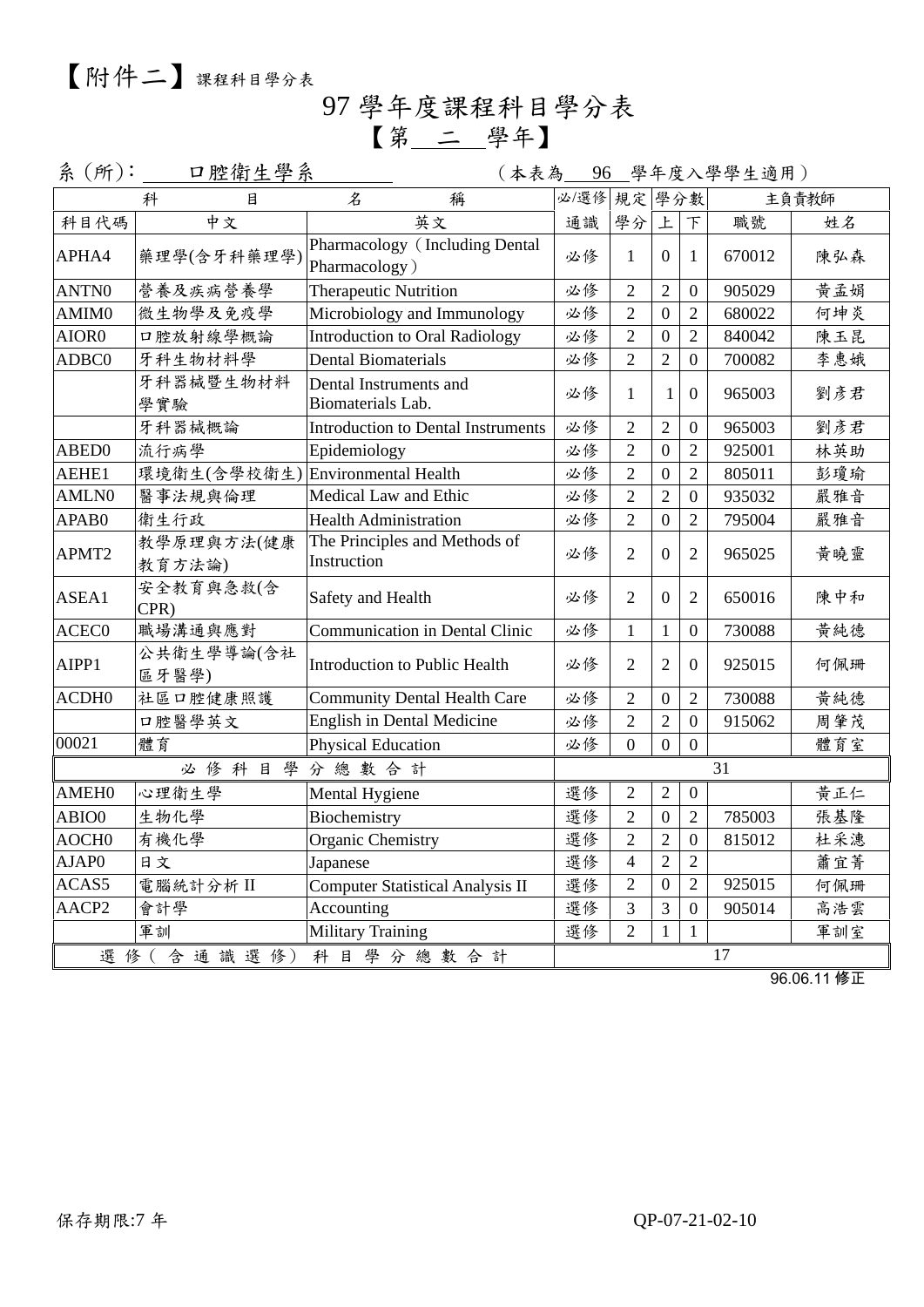【附件二】課程科目學分表

# 97 學年度課程科目學分表

## 【第＿二＿學年】

系 (所)：＿口腔衛生學系＿　　　（本表為＿96＿學年度入學學生適用）

| 科目 | | 名稱 | 必/選修 | 規定 | 學分數 | | 主負責教師 | |
|---|---|---|---|---|---|---|---|---|
| 科目代碼 | 中文 | 英文 | 通識 | 學分 | 上 | 下 | 職號 | 姓名 |
| APHA4 | 藥理學(含牙科藥理學) | Pharmacology（Including Dental Pharmacology） | 必修 | 1 | 0 | 1 | 670012 | 陳弘森 |
| ANTN0 | 營養及疾病營養學 | Therapeutic Nutrition | 必修 | 2 | 2 | 0 | 905029 | 黃孟娟 |
| AMIM0 | 微生物學及免疫學 | Microbiology and Immunology | 必修 | 2 | 0 | 2 | 680022 | 何坤炎 |
| AIOR0 | 口腔放射線學概論 | Introduction to Oral Radiology | 必修 | 2 | 0 | 2 | 840042 | 陳玉昆 |
| ADBC0 | 牙科生物材料學 | Dental Biomaterials | 必修 | 2 | 2 | 0 | 700082 | 李惠娥 |
| | 牙科器械暨生物材料學實驗 | Dental Instruments and Biomaterials Lab. | 必修 | 1 | 1 | 0 | 965003 | 劉彥君 |
| | 牙科器械概論 | Introduction to Dental Instruments | 必修 | 2 | 2 | 0 | 965003 | 劉彥君 |
| ABED0 | 流行病學 | Epidemiology | 必修 | 2 | 0 | 2 | 925001 | 林英助 |
| AEHE1 | 環境衛生(含學校衛生) | Environmental Health | 必修 | 2 | 0 | 2 | 805011 | 彭瓊瑜 |
| AMLN0 | 醫事法規與倫理 | Medical Law and Ethic | 必修 | 2 | 2 | 0 | 935032 | 嚴雅音 |
| APAB0 | 衛生行政 | Health Administration | 必修 | 2 | 0 | 2 | 795004 | 嚴雅音 |
| APMT2 | 教學原理與方法(健康教育方法論) | The Principles and Methods of Instruction | 必修 | 2 | 0 | 2 | 965025 | 黃曉靈 |
| ASEA1 | 安全教育與急救(含CPR) | Safety and Health | 必修 | 2 | 0 | 2 | 650016 | 陳中和 |
| ACEC0 | 職場溝通與應對 | Communication in Dental Clinic | 必修 | 1 | 1 | 0 | 730088 | 黃純德 |
| AIPP1 | 公共衛生學導論(含社區牙醫學) | Introduction to Public Health | 必修 | 2 | 2 | 0 | 925015 | 何佩珊 |
| ACDH0 | 社區口腔健康照護 | Community Dental Health Care | 必修 | 2 | 0 | 2 | 730088 | 黃純德 |
| | 口腔醫學英文 | English in Dental Medicine | 必修 | 2 | 2 | 0 | 915062 | 周肇茂 |
| 00021 | 體育 | Physical Education | 必修 | 0 | 0 | 0 | | 體育室 |
| 必修科目學分總數合計 | | | 31 | | | | | |
| AMEH0 | 心理衛生學 | Mental Hygiene | 選修 | 2 | 2 | 0 | | 黃正仁 |
| ABIO0 | 生物化學 | Biochemistry | 選修 | 2 | 0 | 2 | 785003 | 張基隆 |
| AOCH0 | 有機化學 | Organic Chemistry | 選修 | 2 | 2 | 0 | 815012 | 杜采潓 |
| AJAP0 | 日文 | Japanese | 選修 | 4 | 2 | 2 | | 蕭宜菁 |
| ACAS5 | 電腦統計分析 II | Computer Statistical Analysis II | 選修 | 2 | 0 | 2 | 925015 | 何佩珊 |
| AACP2 | 會計學 | Accounting | 選修 | 3 | 3 | 0 | 905014 | 高浩雲 |
| | 軍訓 | Military Training | 選修 | 2 | 1 | 1 | | 軍訓室 |
| 選修(含通識選修)科目學分總數合計 | | | 17 | | | | | |

96.06.11 修正

保存期限:7 年　　　QP-07-21-02-10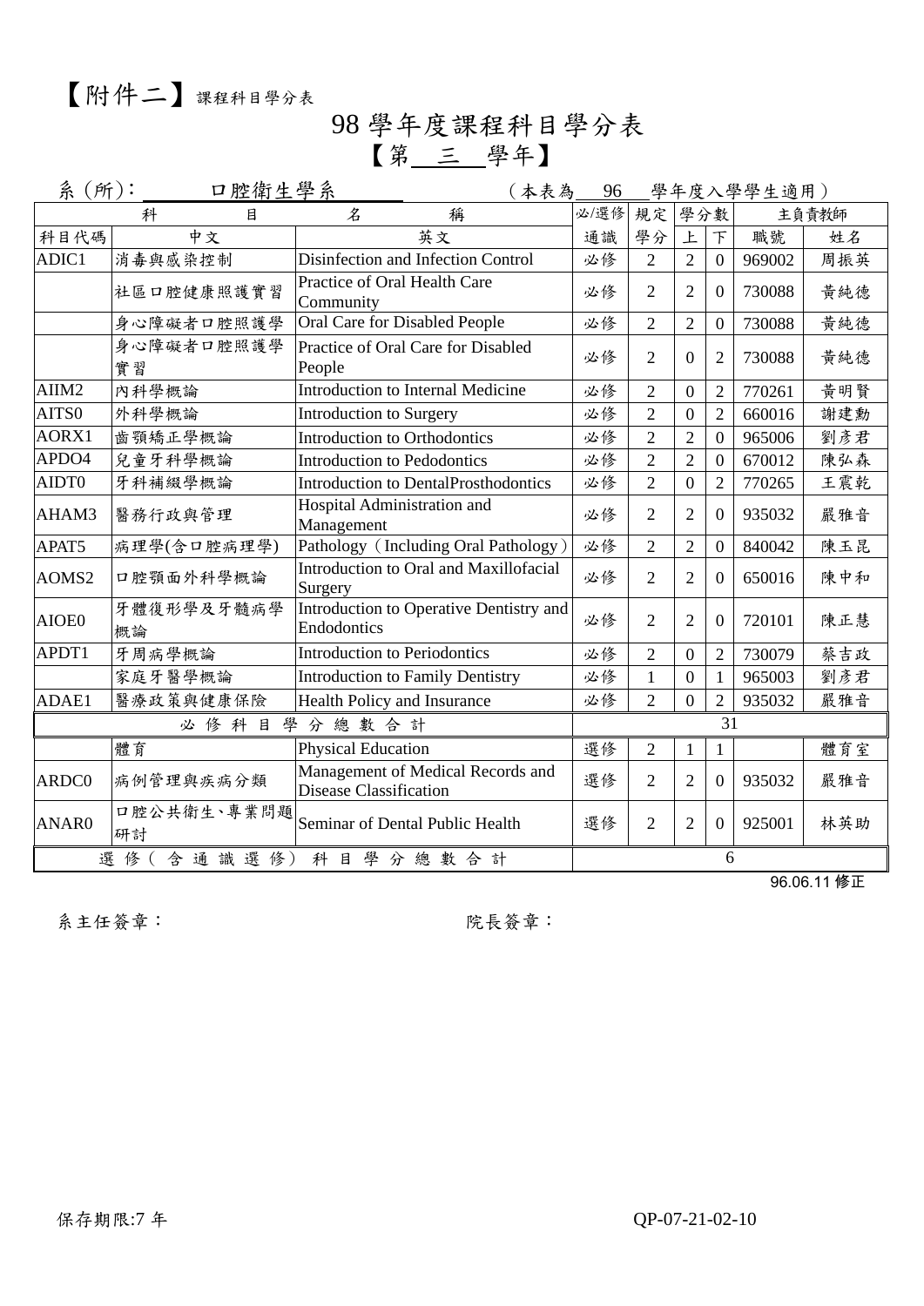【附件二】課程科目學分表

# 98 學年度課程科目學分表

## 【第 三 學年】

系（所）: 口腔衛生學系　　　　（本表為 96 學年度入學學生適用）

| 科目代碼 | 中文 | 英文 | 必/選修 通識 | 規定學分 | 學分數 上 | 學分數 下 | 主負責教師 職號 | 主負責教師 姓名 |
|---|---|---|---|---|---|---|---|---|
| ADIC1 | 消毒與感染控制 | Disinfection and Infection Control | 必修 | 2 | 2 | 0 | 969002 | 周振英 |
| | 社區口腔健康照護實習 | Practice of Oral Health Care Community | 必修 | 2 | 2 | 0 | 730088 | 黃純德 |
| | 身心障礙者口腔照護學 | Oral Care for Disabled People | 必修 | 2 | 2 | 0 | 730088 | 黃純德 |
| | 身心障礙者口腔照護學實習 | Practice of Oral Care for Disabled People | 必修 | 2 | 0 | 2 | 730088 | 黃純德 |
| AIIM2 | 內科學概論 | Introduction to Internal Medicine | 必修 | 2 | 0 | 2 | 770261 | 黃明賢 |
| AITS0 | 外科學概論 | Introduction to Surgery | 必修 | 2 | 0 | 2 | 660016 | 謝建勳 |
| AORX1 | 齒顎矯正學概論 | Introduction to Orthodontics | 必修 | 2 | 2 | 0 | 965006 | 劉彥君 |
| APDO4 | 兒童牙科學概論 | Introduction to Pedodontics | 必修 | 2 | 2 | 0 | 670012 | 陳弘森 |
| AIDT0 | 牙科補綴學概論 | Introduction to DentalProsthodontics | 必修 | 2 | 0 | 2 | 770265 | 王震乾 |
| AHAM3 | 醫務行政與管理 | Hospital Administration and Management | 必修 | 2 | 2 | 0 | 935032 | 嚴雅音 |
| APAT5 | 病理學(含口腔病理學) | Pathology（Including Oral Pathology） | 必修 | 2 | 2 | 0 | 840042 | 陳玉昆 |
| AOMS2 | 口腔顎面外科學概論 | Introduction to Oral and Maxillofacial Surgery | 必修 | 2 | 2 | 0 | 650016 | 陳中和 |
| AIOE0 | 牙體復形學及牙髓病學概論 | Introduction to Operative Dentistry and Endodontics | 必修 | 2 | 2 | 0 | 720101 | 陳正慧 |
| APDT1 | 牙周病學概論 | Introduction to Periodontics | 必修 | 2 | 0 | 2 | 730079 | 蔡吉政 |
| | 家庭牙醫學概論 | Introduction to Family Dentistry | 必修 | 1 | 0 | 1 | 965003 | 劉彥君 |
| ADAE1 | 醫療政策與健康保險 | Health Policy and Insurance | 必修 | 2 | 0 | 2 | 935032 | 嚴雅音 |
| 必修科目學分總數合計 | | | 31 | | | | | |
| | 體育 | Physical Education | 選修 | 2 | 1 | 1 | | 體育室 |
| ARDC0 | 病例管理與疾病分類 | Management of Medical Records and Disease Classification | 選修 | 2 | 2 | 0 | 935032 | 嚴雅音 |
| ANAR0 | 口腔公共衛生、專業問題研討 | Seminar of Dental Public Health | 選修 | 2 | 2 | 0 | 925001 | 林英助 |
| 選修（含通識選修）科目學分總數合計 | | | 6 | | | | | |

96.06.11 修正

系主任簽章：　　　　　　　　　　院長簽章：

保存期限:7 年　　　　QP-07-21-02-10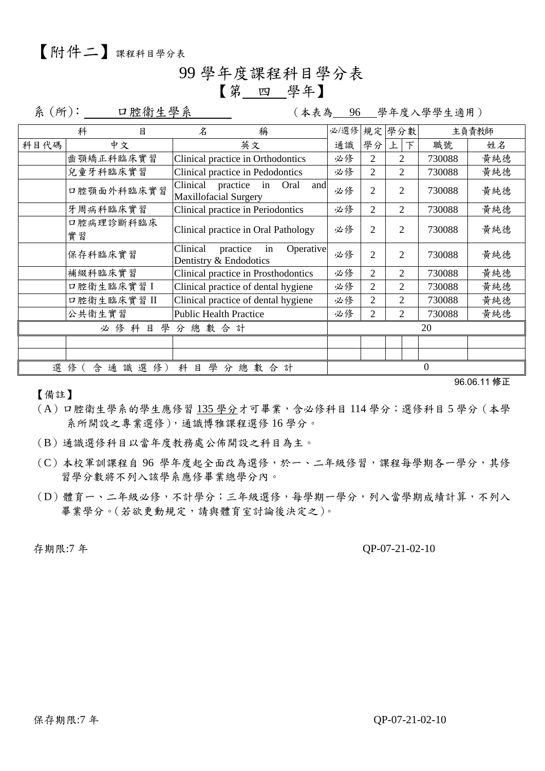【附件二】課程科目學分表

# 99 學年度課程科目學分表

## 【第 四 學年】

系 (所)： 口腔衛生學系 （本表為 96 學年度入學學生適用）

| 科 | 目 | 名 稱 | 必/選修 | 規定 | 學分數 | | 主負責教師 | |
|---|---|---|---|---|---|---|---|---|
| 科目代碼 | 中文 | 英文 | 通識 | 學分 | 上 | 下 | 職號 | 姓名 |
| | 齒顎矯正科臨床實習 | Clinical practice in Orthodontics | 必修 | 2 | 2 | | 730088 | 黃純德 |
| | 兒童牙科臨床實習 | Clinical practice in Pedodontics | 必修 | 2 | 2 | | 730088 | 黃純德 |
| | 口腔顎面外科臨床實習 | Clinical practice in Oral and Maxillofacial Surgery | 必修 | 2 | 2 | | 730088 | 黃純德 |
| | 牙周病科臨床實習 | Clinical practice in Periodontics | 必修 | 2 | 2 | | 730088 | 黃純德 |
| | 口腔病理診斷科臨床實習 | Clinical practice in Oral Pathology | 必修 | 2 | 2 | | 730088 | 黃純德 |
| | 保存科臨床實習 | Clinical practice in Operative Dentistry & Endodotics | 必修 | 2 | 2 | | 730088 | 黃純德 |
| | 補綴科臨床實習 | Clinical practice in Prosthodontics | 必修 | 2 | 2 | | 730088 | 黃純德 |
| | 口腔衛生臨床實習 I | Clinical practice of dental hygiene | 必修 | 2 | 2 | | 730088 | 黃純德 |
| | 口腔衛生臨床實習 II | Clinical practice of dental hygiene | 必修 | 2 | 2 | | 730088 | 黃純德 |
| | 公共衛生實習 | Public Health Practice | 必修 | 2 | 2 | | 730088 | 黃純德 |
| 必修科目學分總數合計 | | | 20 | | | | | |
| | | | | | | | | |
| | | | | | | | | |
| 選修（含通識選修）科目學分總數合計 | | | 0 | | | | | |

96.06.11 修正

【備註】

（A）口腔衛生學系的學生應修習 135 學分才可畢業，含必修科目 114 學分；選修科目 5 學分（本學系所開設之專業選修），通識博雅課程選修 16 學分。

（B）通識選修科目以當年度教務處公佈開設之科目為主。

（C）本校軍訓課程自 96 學年度起全面改為選修，於一、二年級修習，課程每學期各一學分，其修習學分數將不列入該學系應修畢業總學分內。

（D）體育一、二年級必修，不計學分；三年級選修，每學期一學分，列入當學期成績計算，不列入畢業學分。（若欲更動規定，請與體育室討論後決定之）。

存期限:7 年 QP-07-21-02-10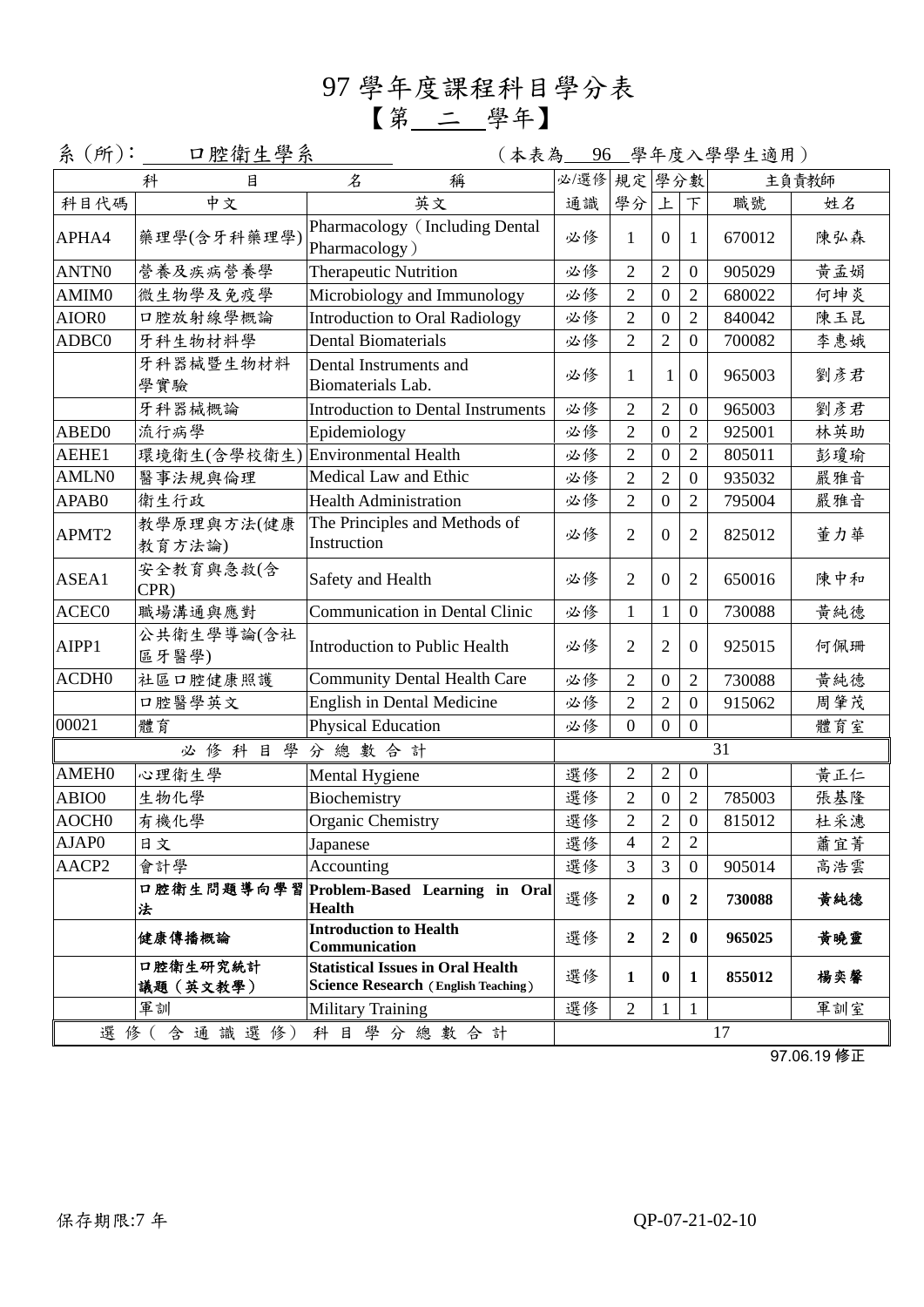# 97 學年度課程科目學分表

## 【第＿二＿學年】

系 (所)：＿口腔衛生學系＿　　（本表為＿96＿學年度入學學生適用）

| 科目代碼 | 中文 | 英文 | 必/選修 通識 | 規定學分 | 上 | 下 | 主負責教師 職號 | 姓名 |
|---|---|---|---|---|---|---|---|---|
| APHA4 | 藥理學(含牙科藥理學) | Pharmacology（Including Dental Pharmacology） | 必修 | 1 | 0 | 1 | 670012 | 陳弘森 |
| ANTN0 | 營養及疾病營養學 | Therapeutic Nutrition | 必修 | 2 | 2 | 0 | 905029 | 黃孟娟 |
| AMIM0 | 微生物學及免疫學 | Microbiology and Immunology | 必修 | 2 | 0 | 2 | 680022 | 何坤炎 |
| AIOR0 | 口腔放射線學概論 | Introduction to Oral Radiology | 必修 | 2 | 0 | 2 | 840042 | 陳玉昆 |
| ADBC0 | 牙科生物材料學 | Dental Biomaterials | 必修 | 2 | 2 | 0 | 700082 | 李惠娥 |
| | 牙科器械暨生物材料學實驗 | Dental Instruments and Biomaterials Lab. | 必修 | 1 | 1 | 0 | 965003 | 劉彥君 |
| | 牙科器械概論 | Introduction to Dental Instruments | 必修 | 2 | 2 | 0 | 965003 | 劉彥君 |
| ABED0 | 流行病學 | Epidemiology | 必修 | 2 | 0 | 2 | 925001 | 林英助 |
| AEHE1 | 環境衛生(含學校衛生) | Environmental Health | 必修 | 2 | 0 | 2 | 805011 | 彭瓊瑜 |
| AMLN0 | 醫事法規與倫理 | Medical Law and Ethic | 必修 | 2 | 2 | 0 | 935032 | 嚴雅音 |
| APAB0 | 衛生行政 | Health Administration | 必修 | 2 | 0 | 2 | 795004 | 嚴雅音 |
| APMT2 | 教學原理與方法(健康教育方法論) | The Principles and Methods of Instruction | 必修 | 2 | 0 | 2 | 825012 | 董力華 |
| ASEA1 | 安全教育與急救(含CPR) | Safety and Health | 必修 | 2 | 0 | 2 | 650016 | 陳中和 |
| ACEC0 | 職場溝通與應對 | Communication in Dental Clinic | 必修 | 1 | 1 | 0 | 730088 | 黃純德 |
| AIPP1 | 公共衛生學導論(含社區牙醫學) | Introduction to Public Health | 必修 | 2 | 2 | 0 | 925015 | 何佩珊 |
| ACDH0 | 社區口腔健康照護 | Community Dental Health Care | 必修 | 2 | 0 | 2 | 730088 | 黃純德 |
| | 口腔醫學英文 | English in Dental Medicine | 必修 | 2 | 2 | 0 | 915062 | 周肇茂 |
| 00021 | 體育 | Physical Education | 必修 | 0 | 0 | 0 | | 體育室 |
| 必修科目學分總數合計 | | | 31 | | | | | |
| AMEH0 | 心理衛生學 | Mental Hygiene | 選修 | 2 | 2 | 0 | | 黃正仁 |
| ABIO0 | 生物化學 | Biochemistry | 選修 | 2 | 0 | 2 | 785003 | 張基隆 |
| AOCH0 | 有機化學 | Organic Chemistry | 選修 | 2 | 2 | 0 | 815012 | 杜采潓 |
| AJAP0 | 日文 | Japanese | 選修 | 4 | 2 | 2 | | 蕭宜菁 |
| AACP2 | 會計學 | Accounting | 選修 | 3 | 3 | 0 | 905014 | 高浩雲 |
| | **口腔衛生問題導向學習法** | **Problem-Based Learning in Oral Health** | 選修 | **2** | **0** | **2** | **730088** | **黃純德** |
| | **健康傳播概論** | **Introduction to Health Communication** | 選修 | **2** | **2** | **0** | **965025** | **黃曉靈** |
| | **口腔衛生研究統計議題（英文教學）** | **Statistical Issues in Oral Health Science Research（English Teaching）** | 選修 | **1** | **0** | **1** | **855012** | **楊奕馨** |
| | 軍訓 | Military Training | 選修 | 2 | 1 | 1 | | 軍訓室 |
| 選修（含通識選修）科目學分總數合計 | | | 17 | | | | | |

97.06.19 修正

保存期限:7 年　　QP-07-21-02-10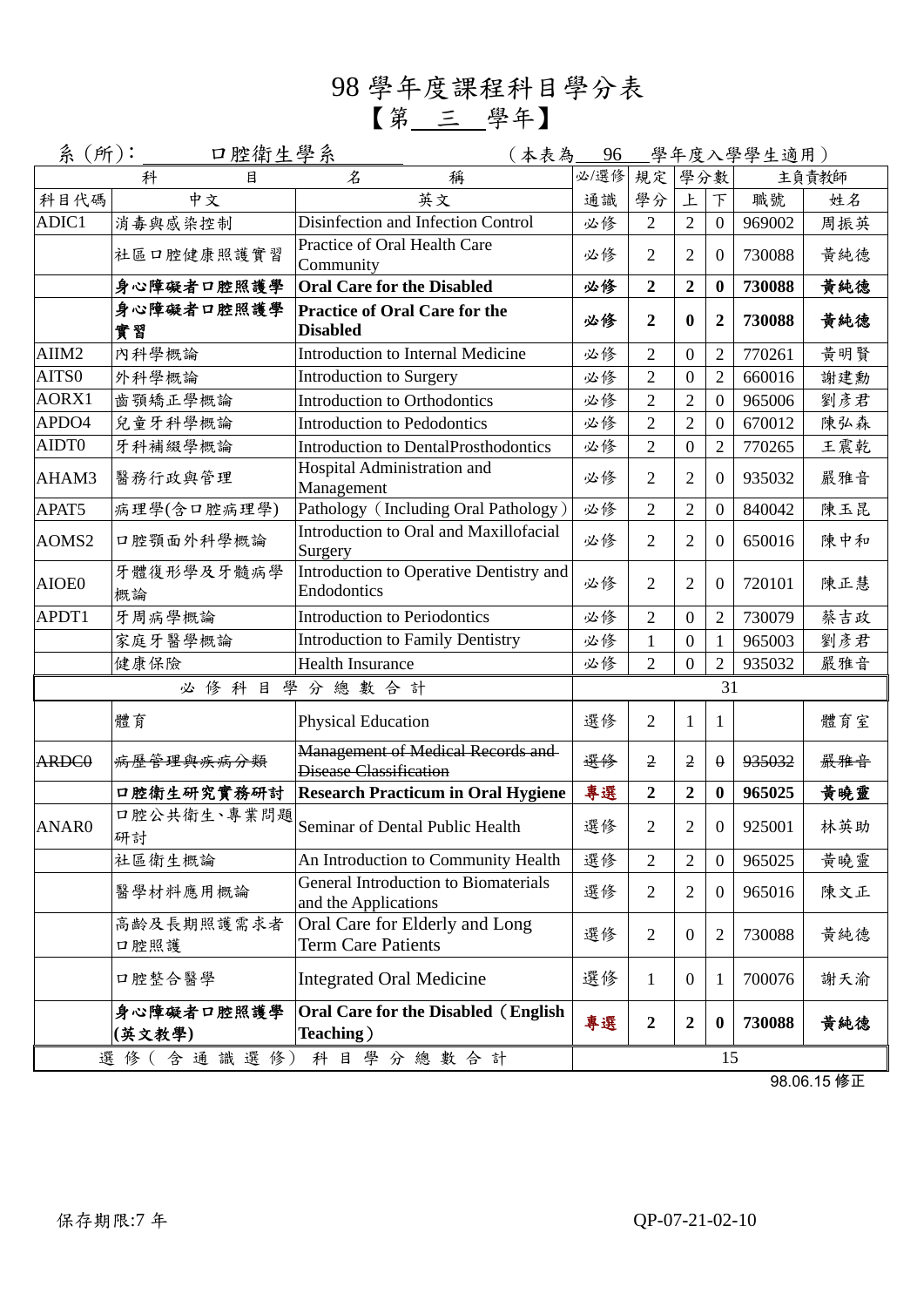# 98 學年度課程科目學分表
## 【第 三 學年】

系（所）: 口腔衛生學系　　（本表為 96 學年度入學學生適用）

| 科目代碼 | 中文 | 英文 | 必/選修 通識 | 規定學分 | 學分數 上 | 學分數 下 | 主負責教師 職號 | 主負責教師 姓名 |
|---|---|---|---|---|---|---|---|---|
| ADIC1 | 消毒與感染控制 | Disinfection and Infection Control | 必修 | 2 | 2 | 0 | 969002 | 周振英 |
| | 社區口腔健康照護實習 | Practice of Oral Health Care Community | 必修 | 2 | 2 | 0 | 730088 | 黃純德 |
| | **身心障礙者口腔照護學** | **Oral Care for the Disabled** | **必修** | **2** | **2** | **0** | **730088** | **黃純德** |
| | **身心障礙者口腔照護學實習** | **Practice of Oral Care for the Disabled** | **必修** | **2** | **0** | **2** | **730088** | **黃純德** |
| AIIM2 | 內科學概論 | Introduction to Internal Medicine | 必修 | 2 | 0 | 2 | 770261 | 黃明賢 |
| AITS0 | 外科學概論 | Introduction to Surgery | 必修 | 2 | 0 | 2 | 660016 | 謝建勳 |
| AORX1 | 齒顎矯正學概論 | Introduction to Orthodontics | 必修 | 2 | 2 | 0 | 965006 | 劉彥君 |
| APDO4 | 兒童牙科學概論 | Introduction to Pedodontics | 必修 | 2 | 2 | 0 | 670012 | 陳弘森 |
| AIDT0 | 牙科補綴學概論 | Introduction to DentalProsthodontics | 必修 | 2 | 0 | 2 | 770265 | 王震乾 |
| AHAM3 | 醫務行政與管理 | Hospital Administration and Management | 必修 | 2 | 2 | 0 | 935032 | 嚴雅音 |
| APAT5 | 病理學(含口腔病理學) | Pathology（Including Oral Pathology） | 必修 | 2 | 2 | 0 | 840042 | 陳玉昆 |
| AOMS2 | 口腔顎面外科學概論 | Introduction to Oral and Maxillofacial Surgery | 必修 | 2 | 2 | 0 | 650016 | 陳中和 |
| AIOE0 | 牙體復形學及牙髓病學概論 | Introduction to Operative Dentistry and Endodontics | 必修 | 2 | 2 | 0 | 720101 | 陳正慧 |
| APDT1 | 牙周病學概論 | Introduction to Periodontics | 必修 | 2 | 0 | 2 | 730079 | 蔡吉政 |
| | 家庭牙醫學概論 | Introduction to Family Dentistry | 必修 | 1 | 0 | 1 | 965003 | 劉彥君 |
| | 健康保險 | Health Insurance | 必修 | 2 | 0 | 2 | 935032 | 嚴雅音 |
| 必修科目學分總數合計 | | | 31 | | | | | |
| | 體育 | Physical Education | 選修 | 2 | 1 | 1 | | 體育室 |
| ~~ARDC0~~ | ~~病歷管理與疾病分類~~ | ~~Management of Medical Records and Disease Classification~~ | ~~選修~~ | ~~2~~ | ~~2~~ | ~~0~~ | ~~935032~~ | ~~嚴雅音~~ |
| | **口腔衛生研究實務研討** | **Research Practicum in Oral Hygiene** | **專選** | **2** | **2** | **0** | **965025** | **黃曉靈** |
| ANAR0 | 口腔公共衛生、專業問題研討 | Seminar of Dental Public Health | 選修 | 2 | 2 | 0 | 925001 | 林英助 |
| | 社區衛生概論 | An Introduction to Community Health | 選修 | 2 | 2 | 0 | 965025 | 黃曉靈 |
| | 醫學材料應用概論 | General Introduction to Biomaterials and the Applications | 選修 | 2 | 2 | 0 | 965016 | 陳文正 |
| | 高齡及長期照護需求者口腔照護 | Oral Care for Elderly and Long Term Care Patients | 選修 | 2 | 0 | 2 | 730088 | 黃純德 |
| | 口腔整合醫學 | Integrated Oral Medicine | 選修 | 1 | 0 | 1 | 700076 | 謝天渝 |
| | **身心障礙者口腔照護學(英文教學)** | **Oral Care for the Disabled（English Teaching）** | **專選** | **2** | **2** | **0** | **730088** | **黃純德** |
| 選修（含通識選修）科目學分總數合計 | | | 15 | | | | | |

98.06.15 修正

保存期限:7 年　　QP-07-21-02-10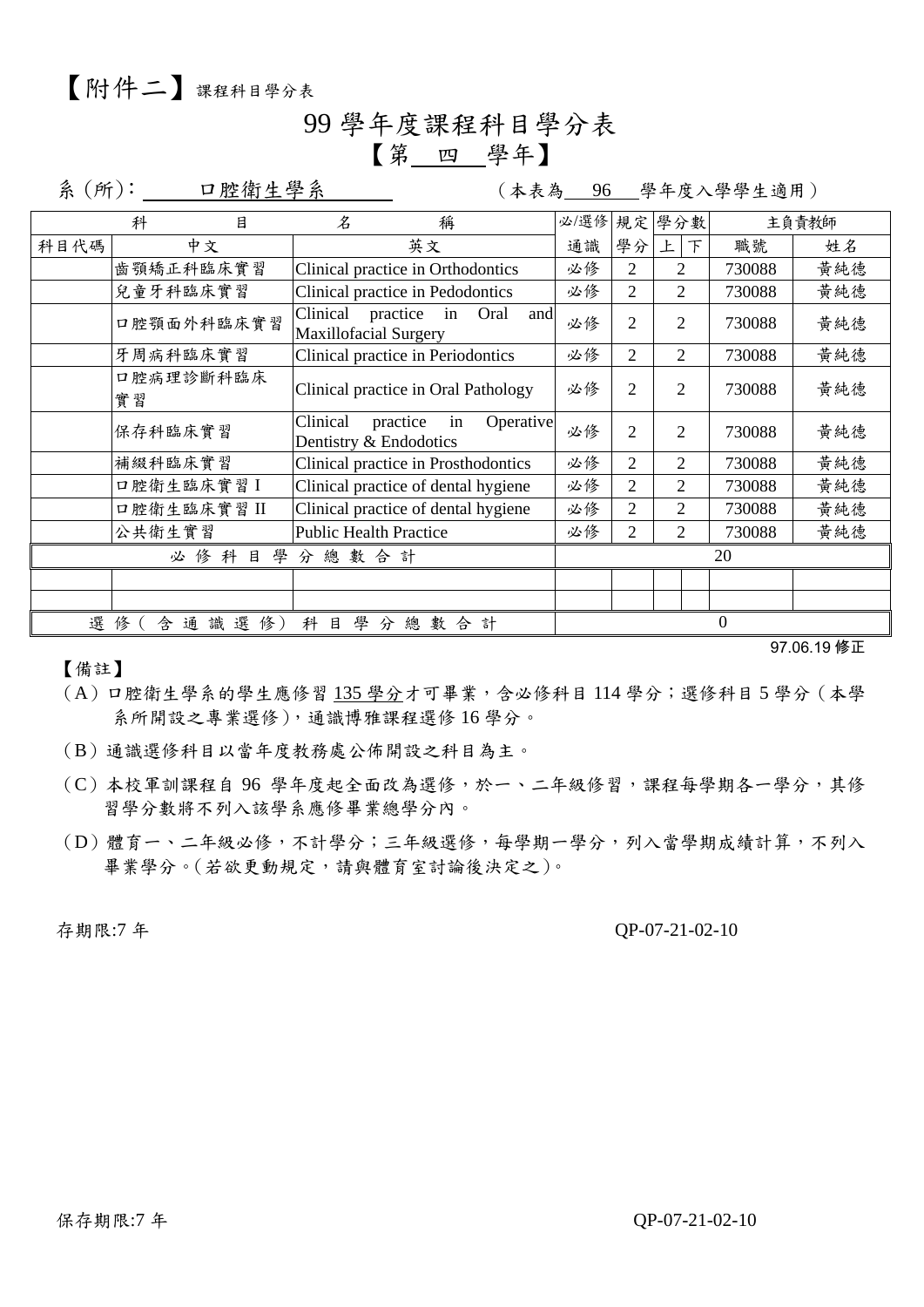【附件二】課程科目學分表

# 99 學年度課程科目學分表

## 【第 四 學年】

系（所）： 口腔衛生學系　　　　（本表為 96 學年度入學學生適用）

| 科 | 目 | 名 稱 | 必/選修 | 規定 | 學分數 | | 主負責教師 | |
|---|---|---|---|---|---|---|---|---|
| 科目代碼 | 中文 | 英文 | 通識 | 學分 | 上 | 下 | 職號 | 姓名 |
| | 齒顎矯正科臨床實習 | Clinical practice in Orthodontics | 必修 | 2 | 2 | | 730088 | 黃純德 |
| | 兒童牙科臨床實習 | Clinical practice in Pedodontics | 必修 | 2 | 2 | | 730088 | 黃純德 |
| | 口腔顎面外科臨床實習 | Clinical practice in Oral and Maxillofacial Surgery | 必修 | 2 | 2 | | 730088 | 黃純德 |
| | 牙周病科臨床實習 | Clinical practice in Periodontics | 必修 | 2 | 2 | | 730088 | 黃純德 |
| | 口腔病理診斷科臨床實習 | Clinical practice in Oral Pathology | 必修 | 2 | 2 | | 730088 | 黃純德 |
| | 保存科臨床實習 | Clinical practice in Operative Dentistry & Endodotics | 必修 | 2 | 2 | | 730088 | 黃純德 |
| | 補綴科臨床實習 | Clinical practice in Prosthodontics | 必修 | 2 | 2 | | 730088 | 黃純德 |
| | 口腔衛生臨床實習 I | Clinical practice of dental hygiene | 必修 | 2 | 2 | | 730088 | 黃純德 |
| | 口腔衛生臨床實習 II | Clinical practice of dental hygiene | 必修 | 2 | 2 | | 730088 | 黃純德 |
| | 公共衛生實習 | Public Health Practice | 必修 | 2 | 2 | | 730088 | 黃純德 |
| 必修科目學分總數合計 | | | 20 | | | | | |
| | | | | | | | | |
| | | | | | | | | |
| 選修（含通識選修）科目學分總數合計 | | | 0 | | | | | |

97.06.19 修正

【備註】

（A）口腔衛生學系的學生應修習 135 學分才可畢業，含必修科目 114 學分；選修科目 5 學分（本學系所開設之專業選修），通識博雅課程選修 16 學分。

（B）通識選修科目以當年度教務處公佈開設之科目為主。

（C）本校軍訓課程自 96 學年度起全面改為選修，於一、二年級修習，課程每學期各一學分，其修習學分數將不列入該學系應修畢業總學分內。

（D）體育一、二年級必修，不計學分；三年級選修，每學期一學分，列入當學期成績計算，不列入畢業學分。（若欲更動規定，請與體育室討論後決定之）。

存期限:7 年　　　　QP-07-21-02-10